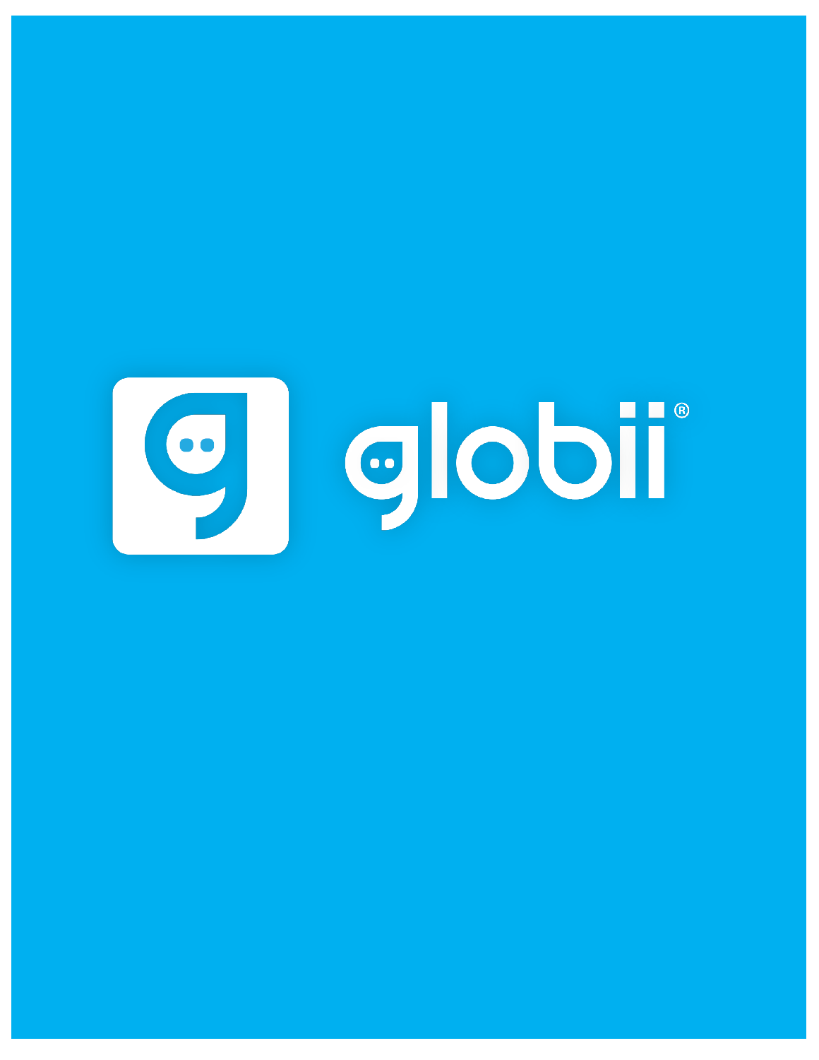globii®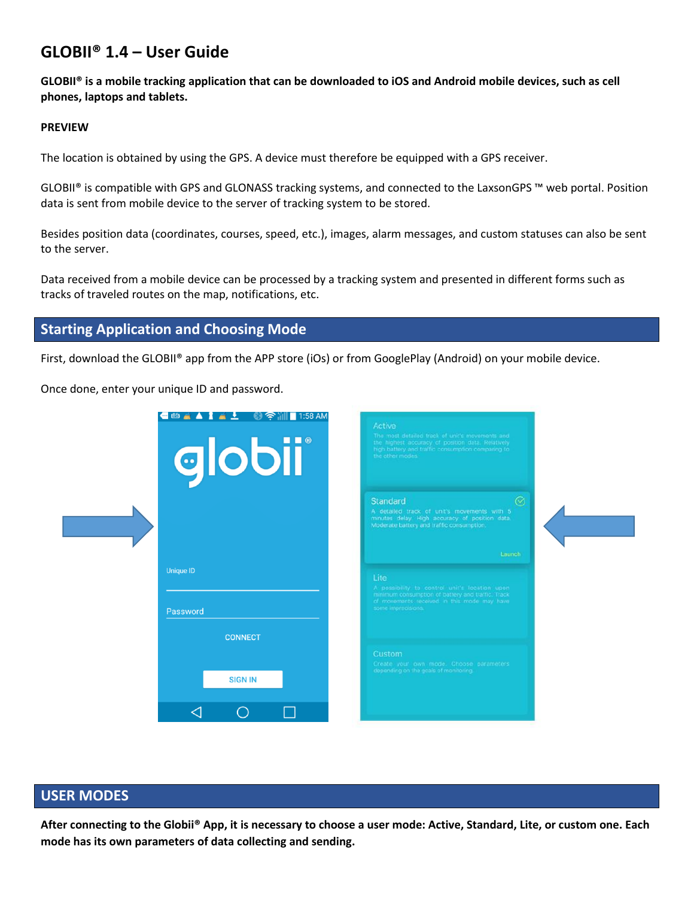# GLOBII® 1.4 – User Guide

**GLOBII® is a mobile tracking application that can be downloaded to iOS and Android mobile devices, such as cell phones, laptops and tablets.**

**PREVIEW**

The location is obtained by using the GPS. A device must therefore be equipped with a GPS receiver.

GLOBII® is compatible with GPS and GLONASS tracking systems, and connected to the LaxsonGPS ™ web portal. Position data is sent from mobile device to the server of tracking system to be stored.

Besides position data (coordinates, courses, speed, etc.), images, alarm messages, and custom statuses can also be sent to the server.

Data received from a mobile device can be processed by a tracking system and presented in different forms such as tracks of traveled routes on the map, notifications, etc.

## Starting Application and Choosing Mode

First, download the GLOBII® app from the APP store (iOs) or from GooglePlay (Android) on your mobile device.

Once done, enter your unique ID and password.

## USER MODES

**After connecting to the Globii® App, it is necessary to choose a user mode: Active, Standard, Lite, or custom one. Each mode has its own parameters of data collecting and sending.**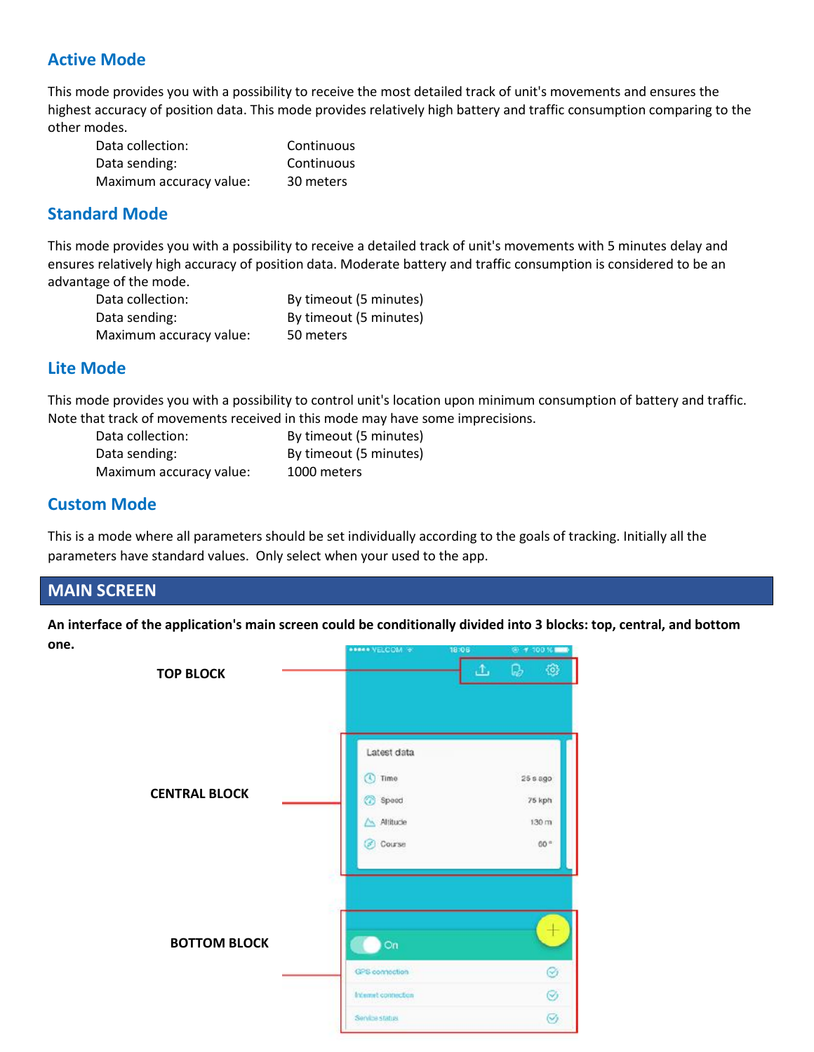## Active Mode

This mode provides you with a possibility to receive the most detailed track of unit's movements and ensures the highest accuracy of position data. This mode provides relatively high battery and traffic consumption comparing to the other modes.

| | |
|---|---|
| Data collection: | Continuous |
| Data sending: | Continuous |
| Maximum accuracy value: | 30 meters |

## Standard Mode

This mode provides you with a possibility to receive a detailed track of unit's movements with 5 minutes delay and ensures relatively high accuracy of position data. Moderate battery and traffic consumption is considered to be an advantage of the mode.

| | |
|---|---|
| Data collection: | By timeout (5 minutes) |
| Data sending: | By timeout (5 minutes) |
| Maximum accuracy value: | 50 meters |

## Lite Mode

This mode provides you with a possibility to control unit's location upon minimum consumption of battery and traffic. Note that track of movements received in this mode may have some imprecisions.

| | |
|---|---|
| Data collection: | By timeout (5 minutes) |
| Data sending: | By timeout (5 minutes) |
| Maximum accuracy value: | 1000 meters |

## Custom Mode

This is a mode where all parameters should be set individually according to the goals of tracking. Initially all the parameters have standard values. Only select when your used to the app.

# MAIN SCREEN

**An interface of the application's main screen could be conditionally divided into 3 blocks: top, central, and bottom one.**

TOP BLOCK

CENTRAL BLOCK

BOTTOM BLOCK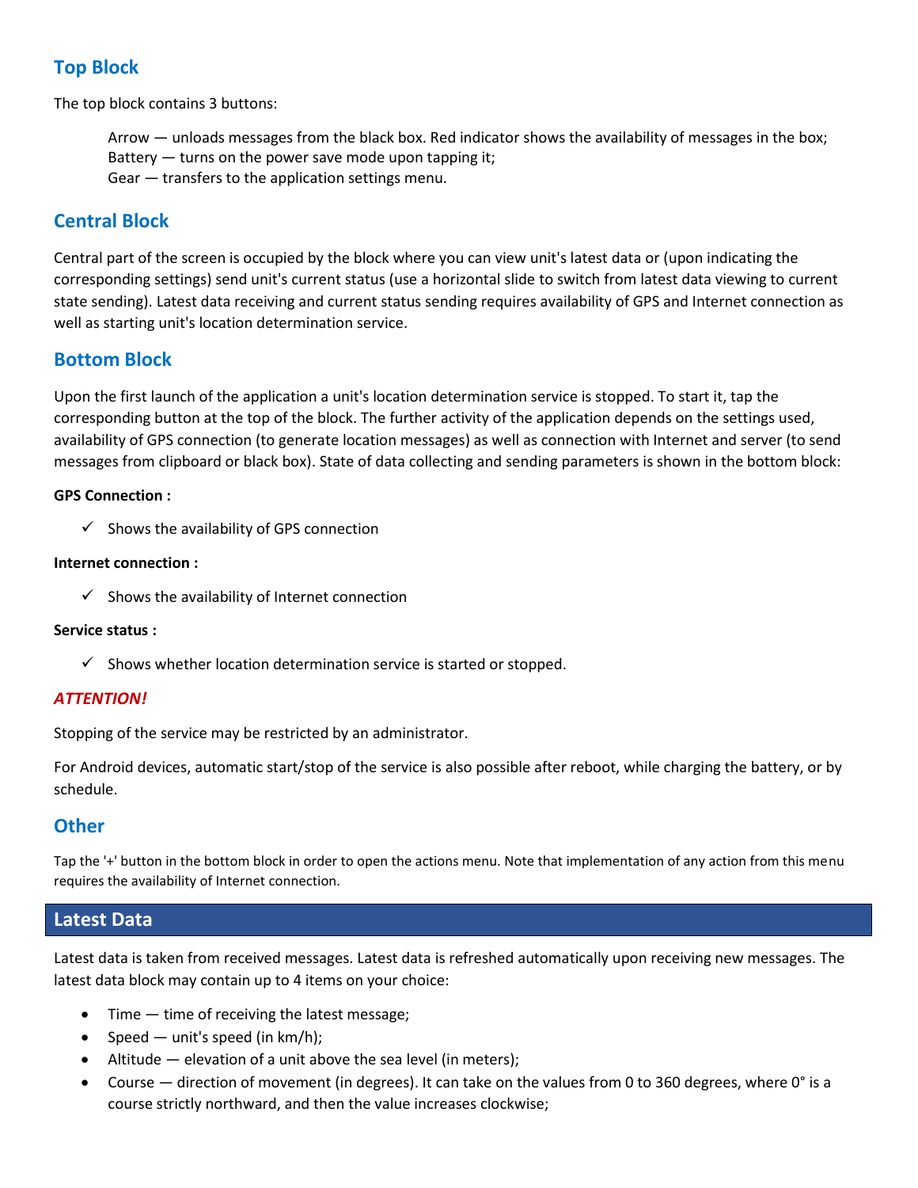## Top Block

The top block contains 3 buttons:

Arrow — unloads messages from the black box. Red indicator shows the availability of messages in the box;
Battery — turns on the power save mode upon tapping it;
Gear — transfers to the application settings menu.

## Central Block

Central part of the screen is occupied by the block where you can view unit's latest data or (upon indicating the corresponding settings) send unit's current status (use a horizontal slide to switch from latest data viewing to current state sending). Latest data receiving and current status sending requires availability of GPS and Internet connection as well as starting unit's location determination service.

## Bottom Block

Upon the first launch of the application a unit's location determination service is stopped. To start it, tap the corresponding button at the top of the block. The further activity of the application depends on the settings used, availability of GPS connection (to generate location messages) as well as connection with Internet and server (to send messages from clipboard or black box). State of data collecting and sending parameters is shown in the bottom block:

**GPS Connection :**

- ✓ Shows the availability of GPS connection

**Internet connection :**

- ✓ Shows the availability of Internet connection

**Service status :**

- ✓ Shows whether location determination service is started or stopped.

***ATTENTION!***

Stopping of the service may be restricted by an administrator.

For Android devices, automatic start/stop of the service is also possible after reboot, while charging the battery, or by schedule.

## Other

Tap the '+' button in the bottom block in order to open the actions menu. Note that implementation of any action from this menu requires the availability of Internet connection.

# Latest Data

Latest data is taken from received messages. Latest data is refreshed automatically upon receiving new messages. The latest data block may contain up to 4 items on your choice:

- Time — time of receiving the latest message;
- Speed — unit's speed (in km/h);
- Altitude — elevation of a unit above the sea level (in meters);
- Course — direction of movement (in degrees). It can take on the values from 0 to 360 degrees, where 0° is a course strictly northward, and then the value increases clockwise;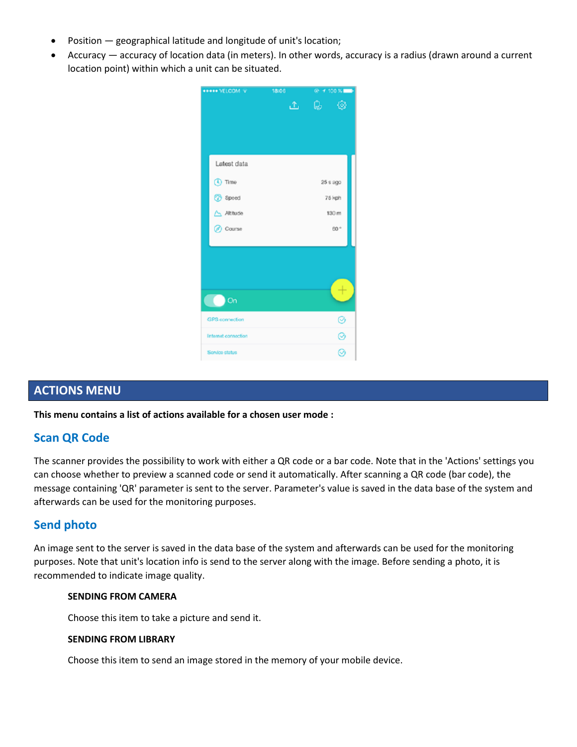- Position — geographical latitude and longitude of unit's location;
- Accuracy — accuracy of location data (in meters). In other words, accuracy is a radius (drawn around a current location point) within which a unit can be situated.

## ACTIONS MENU

**This menu contains a list of actions available for a chosen user mode :**

### Scan QR Code

The scanner provides the possibility to work with either a QR code or a bar code. Note that in the 'Actions' settings you can choose whether to preview a scanned code or send it automatically. After scanning a QR code (bar code), the message containing 'QR' parameter is sent to the server. Parameter's value is saved in the data base of the system and afterwards can be used for the monitoring purposes.

### Send photo

An image sent to the server is saved in the data base of the system and afterwards can be used for the monitoring purposes. Note that unit's location info is send to the server along with the image. Before sending a photo, it is recommended to indicate image quality.

**SENDING FROM CAMERA**

Choose this item to take a picture and send it.

**SENDING FROM LIBRARY**

Choose this item to send an image stored in the memory of your mobile device.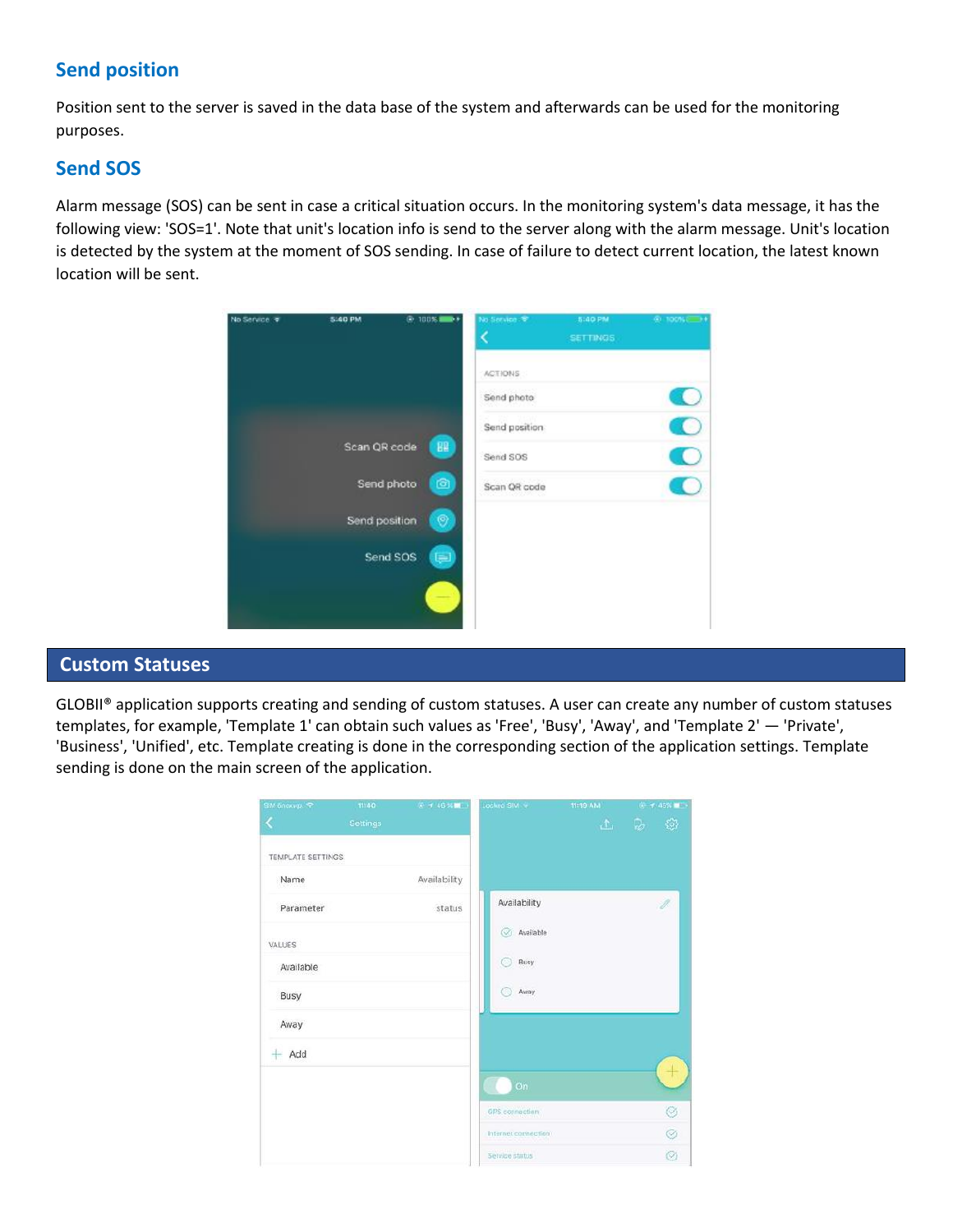## Send position

Position sent to the server is saved in the data base of the system and afterwards can be used for the monitoring purposes.

## Send SOS

Alarm message (SOS) can be sent in case a critical situation occurs. In the monitoring system's data message, it has the following view: 'SOS=1'. Note that unit's location info is send to the server along with the alarm message. Unit's location is detected by the system at the moment of SOS sending. In case of failure to detect current location, the latest known location will be sent.

# Custom Statuses

GLOBII® application supports creating and sending of custom statuses. A user can create any number of custom statuses templates, for example, 'Template 1' can obtain such values as 'Free', 'Busy', 'Away', and 'Template 2' — 'Private', 'Business', 'Unified', etc. Template creating is done in the corresponding section of the application settings. Template sending is done on the main screen of the application.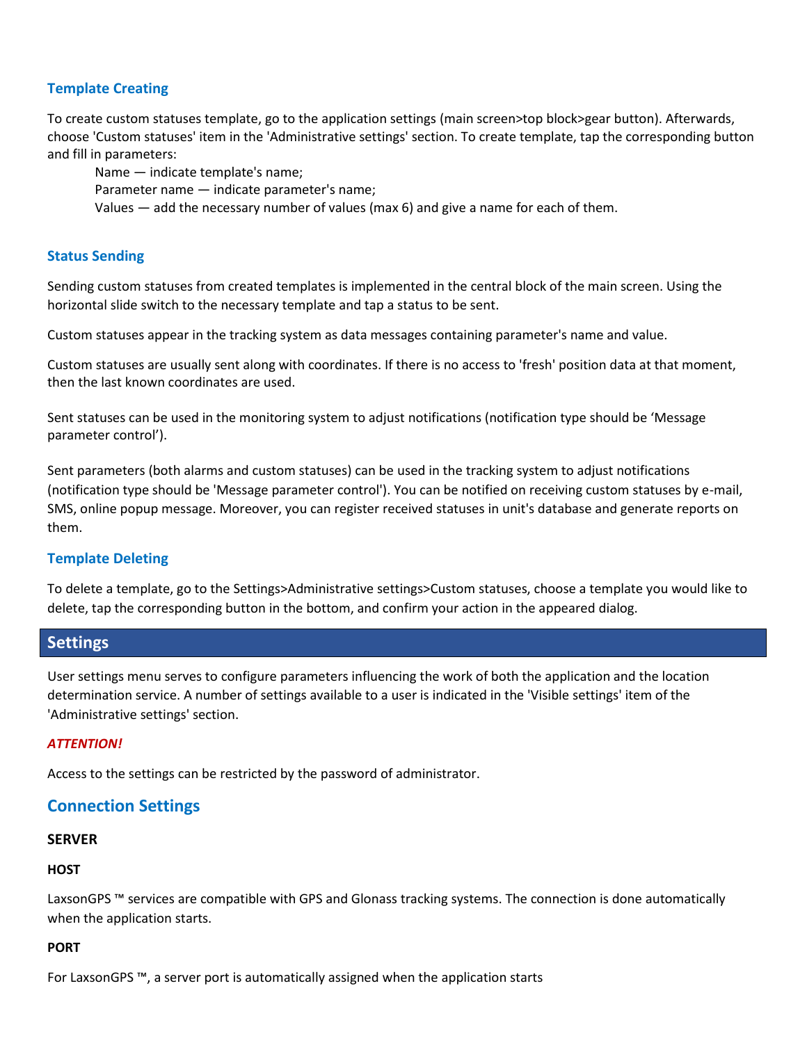### Template Creating

To create custom statuses template, go to the application settings (main screen>top block>gear button). Afterwards, choose 'Custom statuses' item in the 'Administrative settings' section. To create template, tap the corresponding button and fill in parameters:

Name — indicate template's name;
Parameter name — indicate parameter's name;
Values — add the necessary number of values (max 6) and give a name for each of them.

### Status Sending

Sending custom statuses from created templates is implemented in the central block of the main screen. Using the horizontal slide switch to the necessary template and tap a status to be sent.

Custom statuses appear in the tracking system as data messages containing parameter's name and value.

Custom statuses are usually sent along with coordinates. If there is no access to 'fresh' position data at that moment, then the last known coordinates are used.

Sent statuses can be used in the monitoring system to adjust notifications (notification type should be 'Message parameter control').

Sent parameters (both alarms and custom statuses) can be used in the tracking system to adjust notifications (notification type should be 'Message parameter control'). You can be notified on receiving custom statuses by e-mail, SMS, online popup message. Moreover, you can register received statuses in unit's database and generate reports on them.

### Template Deleting

To delete a template, go to the Settings>Administrative settings>Custom statuses, choose a template you would like to delete, tap the corresponding button in the bottom, and confirm your action in the appeared dialog.

# Settings

User settings menu serves to configure parameters influencing the work of both the application and the location determination service. A number of settings available to a user is indicated in the 'Visible settings' item of the 'Administrative settings' section.

***ATTENTION!***

Access to the settings can be restricted by the password of administrator.

## Connection Settings

**SERVER**

**HOST**

LaxsonGPS ™ services are compatible with GPS and Glonass tracking systems. The connection is done automatically when the application starts.

**PORT**

For LaxsonGPS ™, a server port is automatically assigned when the application starts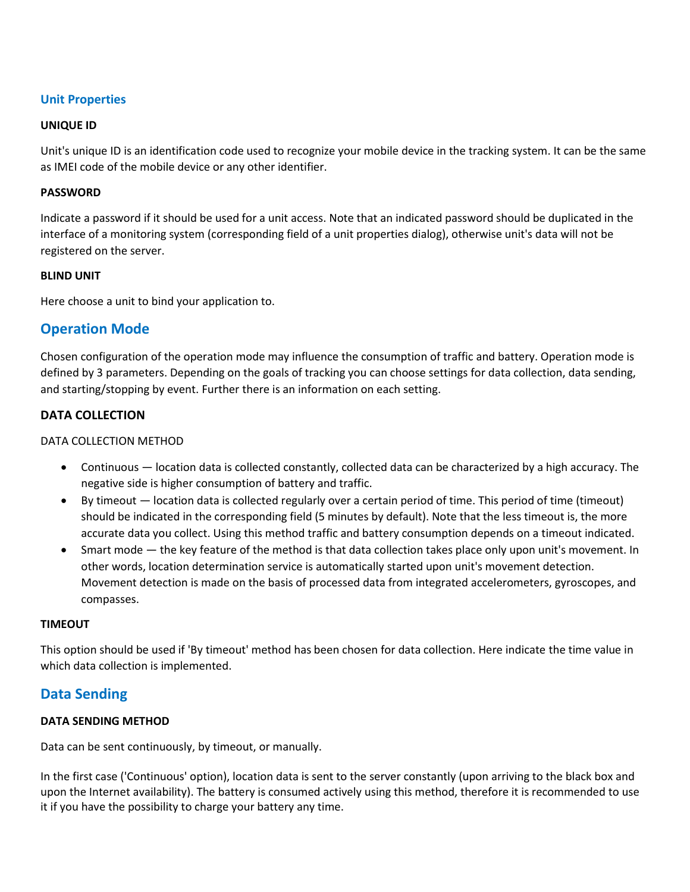### Unit Properties

**UNIQUE ID**

Unit's unique ID is an identification code used to recognize your mobile device in the tracking system. It can be the same as IMEI code of the mobile device or any other identifier.

**PASSWORD**

Indicate a password if it should be used for a unit access. Note that an indicated password should be duplicated in the interface of a monitoring system (corresponding field of a unit properties dialog), otherwise unit's data will not be registered on the server.

**BLIND UNIT**

Here choose a unit to bind your application to.

## Operation Mode

Chosen configuration of the operation mode may influence the consumption of traffic and battery. Operation mode is defined by 3 parameters. Depending on the goals of tracking you can choose settings for data collection, data sending, and starting/stopping by event. Further there is an information on each setting.

### DATA COLLECTION

DATA COLLECTION METHOD

- Continuous — location data is collected constantly, collected data can be characterized by a high accuracy. The negative side is higher consumption of battery and traffic.
- By timeout — location data is collected regularly over a certain period of time. This period of time (timeout) should be indicated in the corresponding field (5 minutes by default). Note that the less timeout is, the more accurate data you collect. Using this method traffic and battery consumption depends on a timeout indicated.
- Smart mode — the key feature of the method is that data collection takes place only upon unit's movement. In other words, location determination service is automatically started upon unit's movement detection. Movement detection is made on the basis of processed data from integrated accelerometers, gyroscopes, and compasses.

**TIMEOUT**

This option should be used if 'By timeout' method has been chosen for data collection. Here indicate the time value in which data collection is implemented.

## Data Sending

**DATA SENDING METHOD**

Data can be sent continuously, by timeout, or manually.

In the first case ('Continuous' option), location data is sent to the server constantly (upon arriving to the black box and upon the Internet availability). The battery is consumed actively using this method, therefore it is recommended to use it if you have the possibility to charge your battery any time.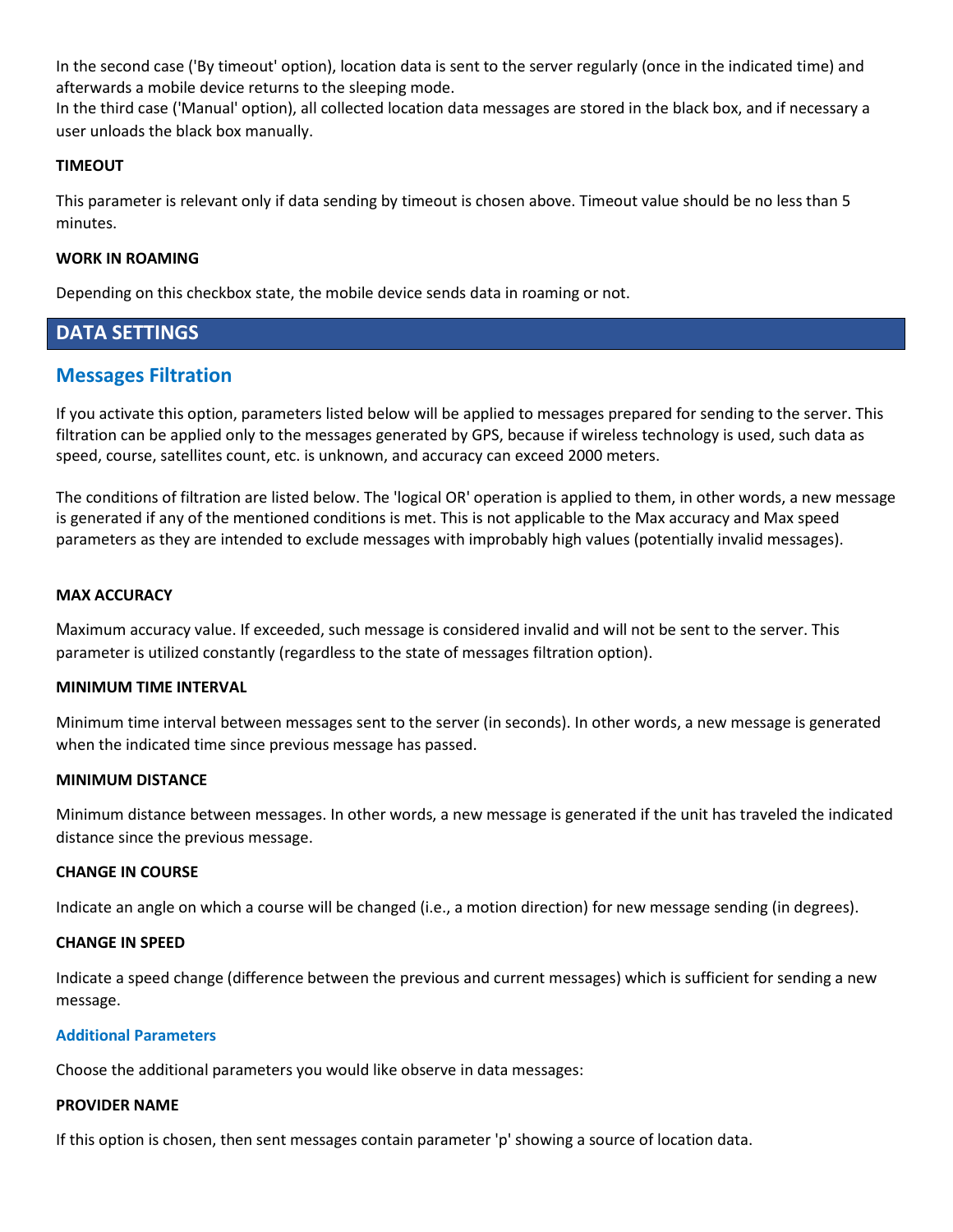In the second case ('By timeout' option), location data is sent to the server regularly (once in the indicated time) and afterwards a mobile device returns to the sleeping mode.
In the third case ('Manual' option), all collected location data messages are stored in the black box, and if necessary a user unloads the black box manually.

#### TIMEOUT

This parameter is relevant only if data sending by timeout is chosen above. Timeout value should be no less than 5 minutes.

#### WORK IN ROAMING

Depending on this checkbox state, the mobile device sends data in roaming or not.

## DATA SETTINGS

### Messages Filtration

If you activate this option, parameters listed below will be applied to messages prepared for sending to the server. This filtration can be applied only to the messages generated by GPS, because if wireless technology is used, such data as speed, course, satellites count, etc. is unknown, and accuracy can exceed 2000 meters.

The conditions of filtration are listed below. The 'logical OR' operation is applied to them, in other words, a new message is generated if any of the mentioned conditions is met. This is not applicable to the Max accuracy and Max speed parameters as they are intended to exclude messages with improbably high values (potentially invalid messages).

#### MAX ACCURACY

Maximum accuracy value. If exceeded, such message is considered invalid and will not be sent to the server. This parameter is utilized constantly (regardless to the state of messages filtration option).

#### MINIMUM TIME INTERVAL

Minimum time interval between messages sent to the server (in seconds). In other words, a new message is generated when the indicated time since previous message has passed.

#### MINIMUM DISTANCE

Minimum distance between messages. In other words, a new message is generated if the unit has traveled the indicated distance since the previous message.

#### CHANGE IN COURSE

Indicate an angle on which a course will be changed (i.e., a motion direction) for new message sending (in degrees).

#### CHANGE IN SPEED

Indicate a speed change (difference between the previous and current messages) which is sufficient for sending a new message.

#### Additional Parameters

Choose the additional parameters you would like observe in data messages:

#### PROVIDER NAME

If this option is chosen, then sent messages contain parameter 'p' showing a source of location data.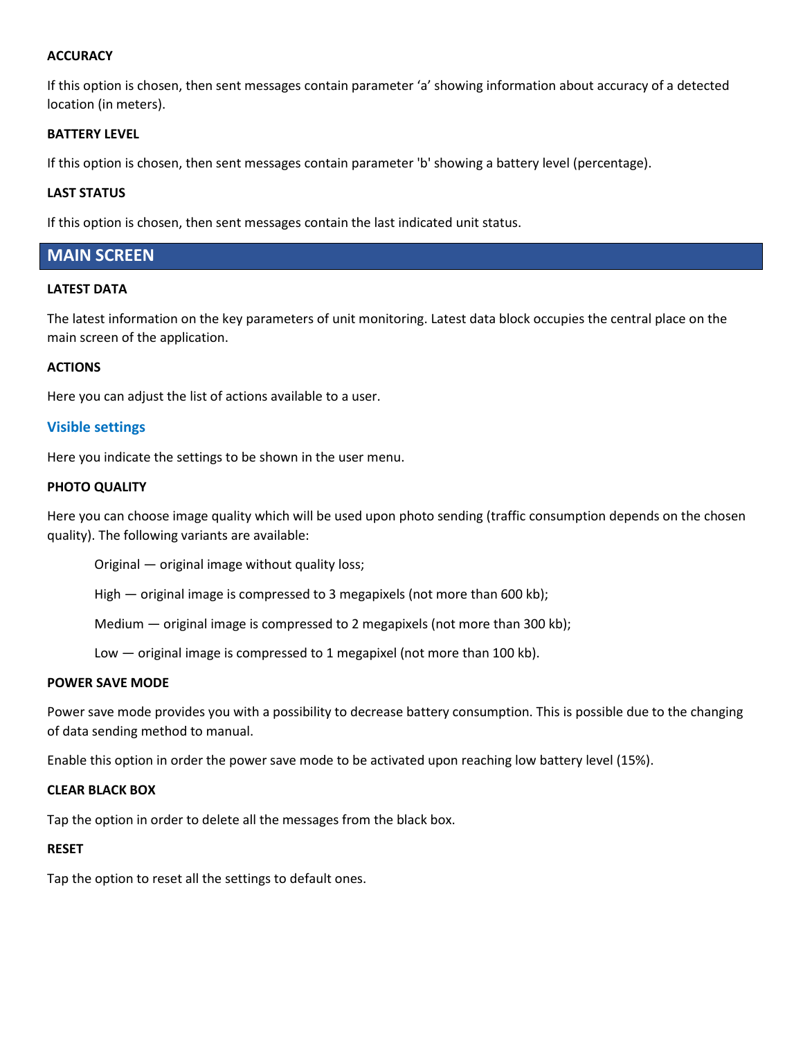#### ACCURACY

If this option is chosen, then sent messages contain parameter ‘a’ showing information about accuracy of a detected location (in meters).

#### BATTERY LEVEL

If this option is chosen, then sent messages contain parameter 'b' showing a battery level (percentage).

#### LAST STATUS

If this option is chosen, then sent messages contain the last indicated unit status.

## MAIN SCREEN

#### LATEST DATA

The latest information on the key parameters of unit monitoring. Latest data block occupies the central place on the main screen of the application.

#### ACTIONS

Here you can adjust the list of actions available to a user.

### Visible settings

Here you indicate the settings to be shown in the user menu.

#### PHOTO QUALITY

Here you can choose image quality which will be used upon photo sending (traffic consumption depends on the chosen quality). The following variants are available:

Original — original image without quality loss;

High — original image is compressed to 3 megapixels (not more than 600 kb);

Medium — original image is compressed to 2 megapixels (not more than 300 kb);

Low — original image is compressed to 1 megapixel (not more than 100 kb).

#### POWER SAVE MODE

Power save mode provides you with a possibility to decrease battery consumption. This is possible due to the changing of data sending method to manual.

Enable this option in order the power save mode to be activated upon reaching low battery level (15%).

#### CLEAR BLACK BOX

Tap the option in order to delete all the messages from the black box.

#### RESET

Tap the option to reset all the settings to default ones.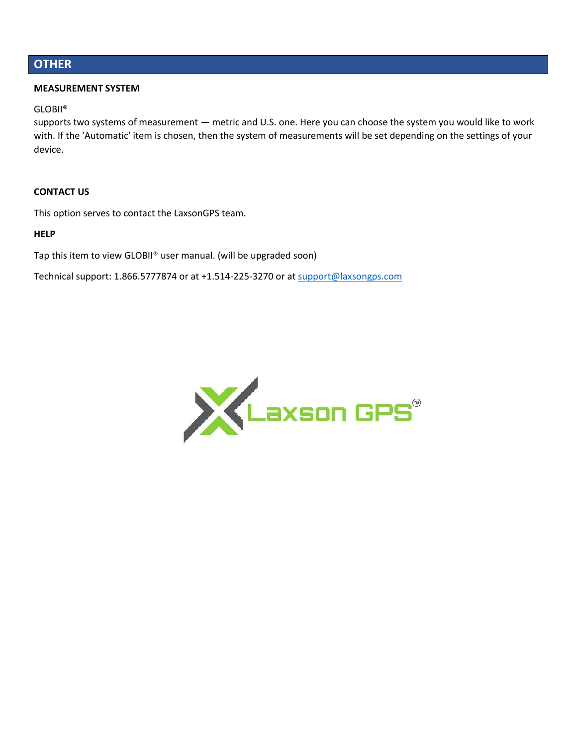## OTHER

**MEASUREMENT SYSTEM**

GLOBII®
supports two systems of measurement — metric and U.S. one. Here you can choose the system you would like to work with. If the 'Automatic' item is chosen, then the system of measurements will be set depending on the settings of your device.

**CONTACT US**

This option serves to contact the LaxsonGPS team.

**HELP**

Tap this item to view GLOBII® user manual. (will be upgraded soon)

Technical support: 1.866.5777874 or at +1.514-225-3270 or at support@laxsongps.com

Laxson GPS™